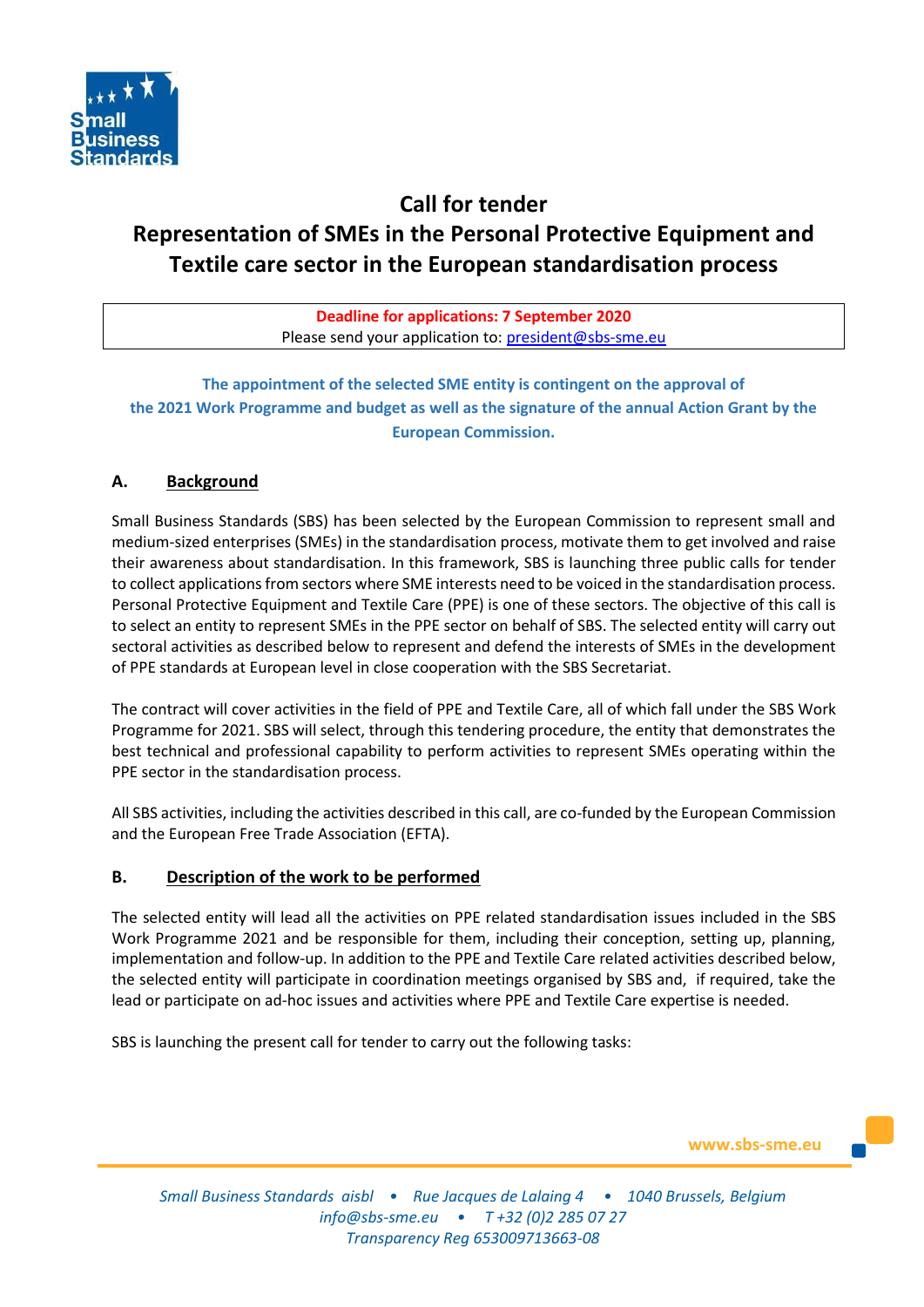# Call for tender

# Representation of SMEs in the Personal Protective Equipment and Textile care sector in the European standardisation process

| **Deadline for applications: 7 September 2020**<br>Please send your application to: president@sbs-sme.eu |
|---|

**The appointment of the selected SME entity is contingent on the approval of the 2021 Work Programme and budget as well as the signature of the annual Action Grant by the European Commission.**

## A. Background

Small Business Standards (SBS) has been selected by the European Commission to represent small and medium-sized enterprises (SMEs) in the standardisation process, motivate them to get involved and raise their awareness about standardisation. In this framework, SBS is launching three public calls for tender to collect applications from sectors where SME interests need to be voiced in the standardisation process. Personal Protective Equipment and Textile Care (PPE) is one of these sectors. The objective of this call is to select an entity to represent SMEs in the PPE sector on behalf of SBS. The selected entity will carry out sectoral activities as described below to represent and defend the interests of SMEs in the development of PPE standards at European level in close cooperation with the SBS Secretariat.

The contract will cover activities in the field of PPE and Textile Care, all of which fall under the SBS Work Programme for 2021. SBS will select, through this tendering procedure, the entity that demonstrates the best technical and professional capability to perform activities to represent SMEs operating within the PPE sector in the standardisation process.

All SBS activities, including the activities described in this call, are co-funded by the European Commission and the European Free Trade Association (EFTA).

## B. Description of the work to be performed

The selected entity will lead all the activities on PPE related standardisation issues included in the SBS Work Programme 2021 and be responsible for them, including their conception, setting up, planning, implementation and follow-up. In addition to the PPE and Textile Care related activities described below, the selected entity will participate in coordination meetings organised by SBS and, if required, take the lead or participate on ad-hoc issues and activities where PPE and Textile Care expertise is needed.

SBS is launching the present call for tender to carry out the following tasks: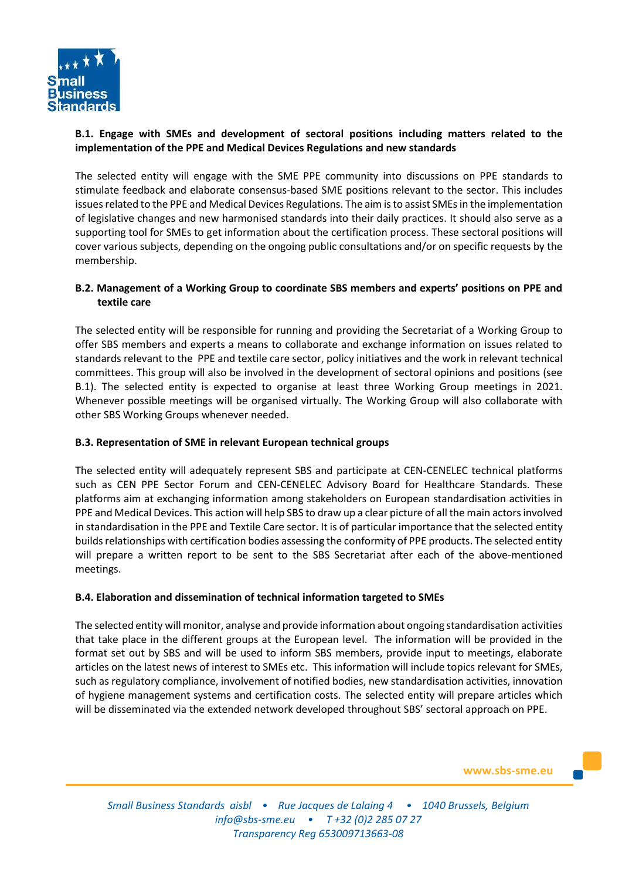**B.1. Engage with SMEs and development of sectoral positions including matters related to the implementation of the PPE and Medical Devices Regulations and new standards**

The selected entity will engage with the SME PPE community into discussions on PPE standards to stimulate feedback and elaborate consensus-based SME positions relevant to the sector. This includes issues related to the PPE and Medical Devices Regulations. The aim is to assist SMEs in the implementation of legislative changes and new harmonised standards into their daily practices. It should also serve as a supporting tool for SMEs to get information about the certification process. These sectoral positions will cover various subjects, depending on the ongoing public consultations and/or on specific requests by the membership.

**B.2. Management of a Working Group to coordinate SBS members and experts' positions on PPE and textile care**

The selected entity will be responsible for running and providing the Secretariat of a Working Group to offer SBS members and experts a means to collaborate and exchange information on issues related to standards relevant to the PPE and textile care sector, policy initiatives and the work in relevant technical committees. This group will also be involved in the development of sectoral opinions and positions (see B.1). The selected entity is expected to organise at least three Working Group meetings in 2021. Whenever possible meetings will be organised virtually. The Working Group will also collaborate with other SBS Working Groups whenever needed.

**B.3. Representation of SME in relevant European technical groups**

The selected entity will adequately represent SBS and participate at CEN-CENELEC technical platforms such as CEN PPE Sector Forum and CEN-CENELEC Advisory Board for Healthcare Standards. These platforms aim at exchanging information among stakeholders on European standardisation activities in PPE and Medical Devices. This action will help SBS to draw up a clear picture of all the main actors involved in standardisation in the PPE and Textile Care sector. It is of particular importance that the selected entity builds relationships with certification bodies assessing the conformity of PPE products. The selected entity will prepare a written report to be sent to the SBS Secretariat after each of the above-mentioned meetings.

**B.4. Elaboration and dissemination of technical information targeted to SMEs**

The selected entity will monitor, analyse and provide information about ongoing standardisation activities that take place in the different groups at the European level. The information will be provided in the format set out by SBS and will be used to inform SBS members, provide input to meetings, elaborate articles on the latest news of interest to SMEs etc. This information will include topics relevant for SMEs, such as regulatory compliance, involvement of notified bodies, new standardisation activities, innovation of hygiene management systems and certification costs. The selected entity will prepare articles which will be disseminated via the extended network developed throughout SBS' sectoral approach on PPE.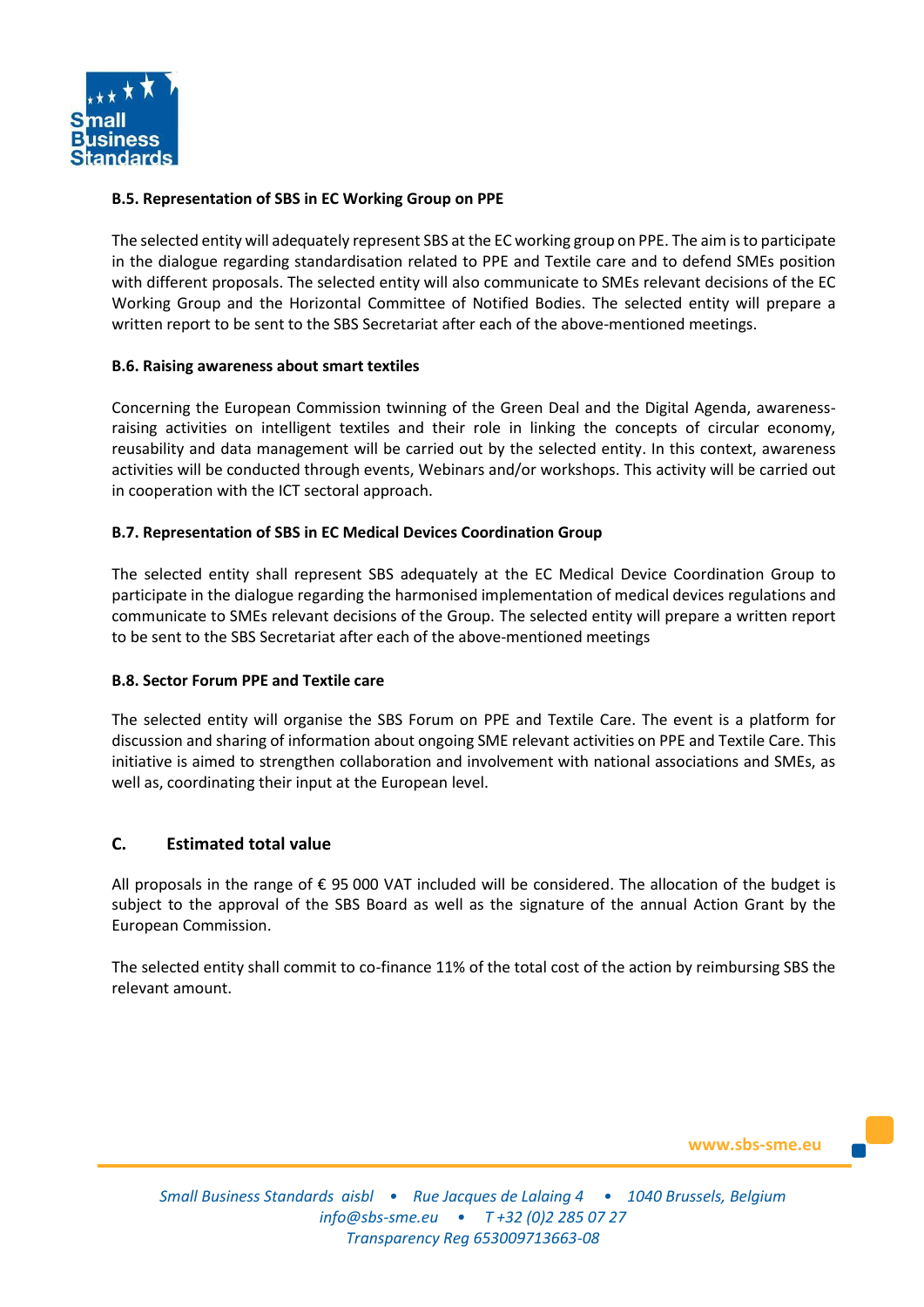#### B.5. Representation of SBS in EC Working Group on PPE

The selected entity will adequately represent SBS at the EC working group on PPE. The aim is to participate in the dialogue regarding standardisation related to PPE and Textile care and to defend SMEs position with different proposals. The selected entity will also communicate to SMEs relevant decisions of the EC Working Group and the Horizontal Committee of Notified Bodies. The selected entity will prepare a written report to be sent to the SBS Secretariat after each of the above-mentioned meetings.

#### B.6. Raising awareness about smart textiles

Concerning the European Commission twinning of the Green Deal and the Digital Agenda, awareness-raising activities on intelligent textiles and their role in linking the concepts of circular economy, reusability and data management will be carried out by the selected entity. In this context, awareness activities will be conducted through events, Webinars and/or workshops. This activity will be carried out in cooperation with the ICT sectoral approach.

#### B.7. Representation of SBS in EC Medical Devices Coordination Group

The selected entity shall represent SBS adequately at the EC Medical Device Coordination Group to participate in the dialogue regarding the harmonised implementation of medical devices regulations and communicate to SMEs relevant decisions of the Group. The selected entity will prepare a written report to be sent to the SBS Secretariat after each of the above-mentioned meetings

#### B.8. Sector Forum PPE and Textile care

The selected entity will organise the SBS Forum on PPE and Textile Care. The event is a platform for discussion and sharing of information about ongoing SME relevant activities on PPE and Textile Care. This initiative is aimed to strengthen collaboration and involvement with national associations and SMEs, as well as, coordinating their input at the European level.

## C. Estimated total value

All proposals in the range of € 95 000 VAT included will be considered. The allocation of the budget is subject to the approval of the SBS Board as well as the signature of the annual Action Grant by the European Commission.

The selected entity shall commit to co-finance 11% of the total cost of the action by reimbursing SBS the relevant amount.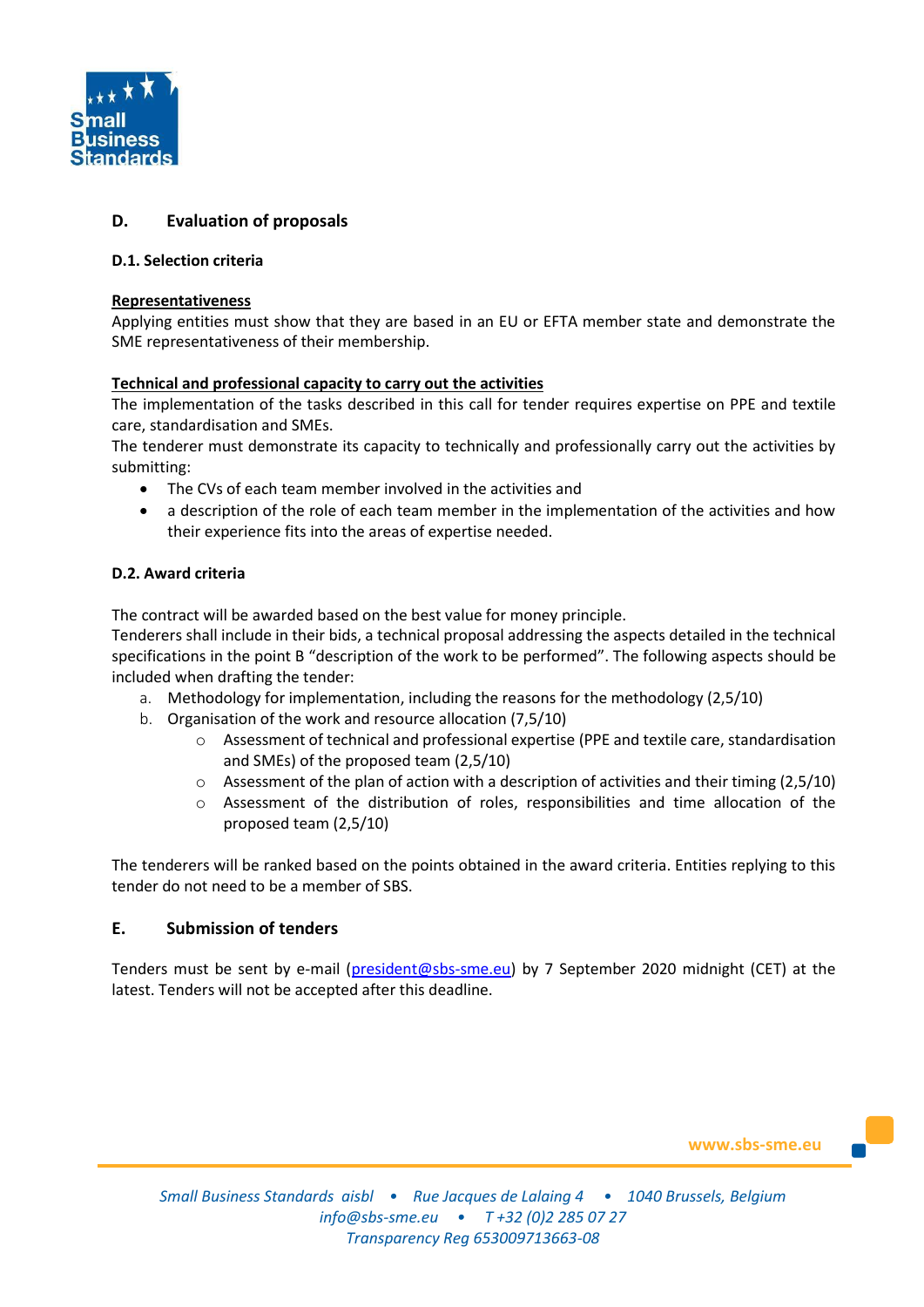## D. Evaluation of proposals

### D.1. Selection criteria

**Representativeness**

Applying entities must show that they are based in an EU or EFTA member state and demonstrate the SME representativeness of their membership.

**Technical and professional capacity to carry out the activities**

The implementation of the tasks described in this call for tender requires expertise on PPE and textile care, standardisation and SMEs.

The tenderer must demonstrate its capacity to technically and professionally carry out the activities by submitting:

- The CVs of each team member involved in the activities and
- a description of the role of each team member in the implementation of the activities and how their experience fits into the areas of expertise needed.

### D.2. Award criteria

The contract will be awarded based on the best value for money principle.

Tenderers shall include in their bids, a technical proposal addressing the aspects detailed in the technical specifications in the point B "description of the work to be performed". The following aspects should be included when drafting the tender:

a. Methodology for implementation, including the reasons for the methodology (2,5/10)
b. Organisation of the work and resource allocation (7,5/10)
    - Assessment of technical and professional expertise (PPE and textile care, standardisation and SMEs) of the proposed team (2,5/10)
    - Assessment of the plan of action with a description of activities and their timing (2,5/10)
    - Assessment of the distribution of roles, responsibilities and time allocation of the proposed team (2,5/10)

The tenderers will be ranked based on the points obtained in the award criteria. Entities replying to this tender do not need to be a member of SBS.

## E. Submission of tenders

Tenders must be sent by e-mail (president@sbs-sme.eu) by 7 September 2020 midnight (CET) at the latest. Tenders will not be accepted after this deadline.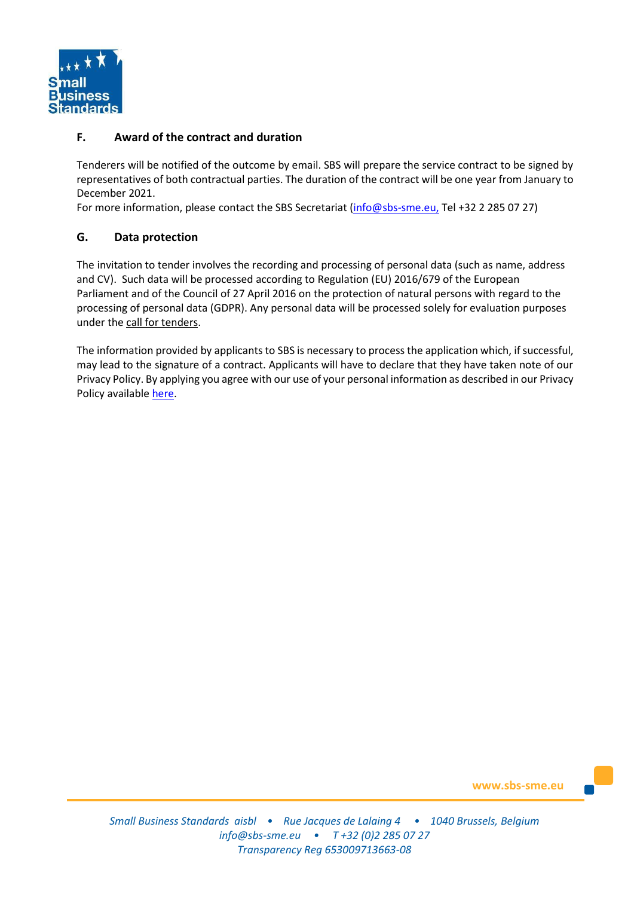## F. Award of the contract and duration

Tenderers will be notified of the outcome by email. SBS will prepare the service contract to be signed by representatives of both contractual parties. The duration of the contract will be one year from January to December 2021.

For more information, please contact the SBS Secretariat (info@sbs-sme.eu, Tel +32 2 285 07 27)

## G. Data protection

The invitation to tender involves the recording and processing of personal data (such as name, address and CV). Such data will be processed according to Regulation (EU) 2016/679 of the European Parliament and of the Council of 27 April 2016 on the protection of natural persons with regard to the processing of personal data (GDPR). Any personal data will be processed solely for evaluation purposes under the call for tenders.

The information provided by applicants to SBS is necessary to process the application which, if successful, may lead to the signature of a contract. Applicants will have to declare that they have taken note of our Privacy Policy. By applying you agree with our use of your personal information as described in our Privacy Policy available here.